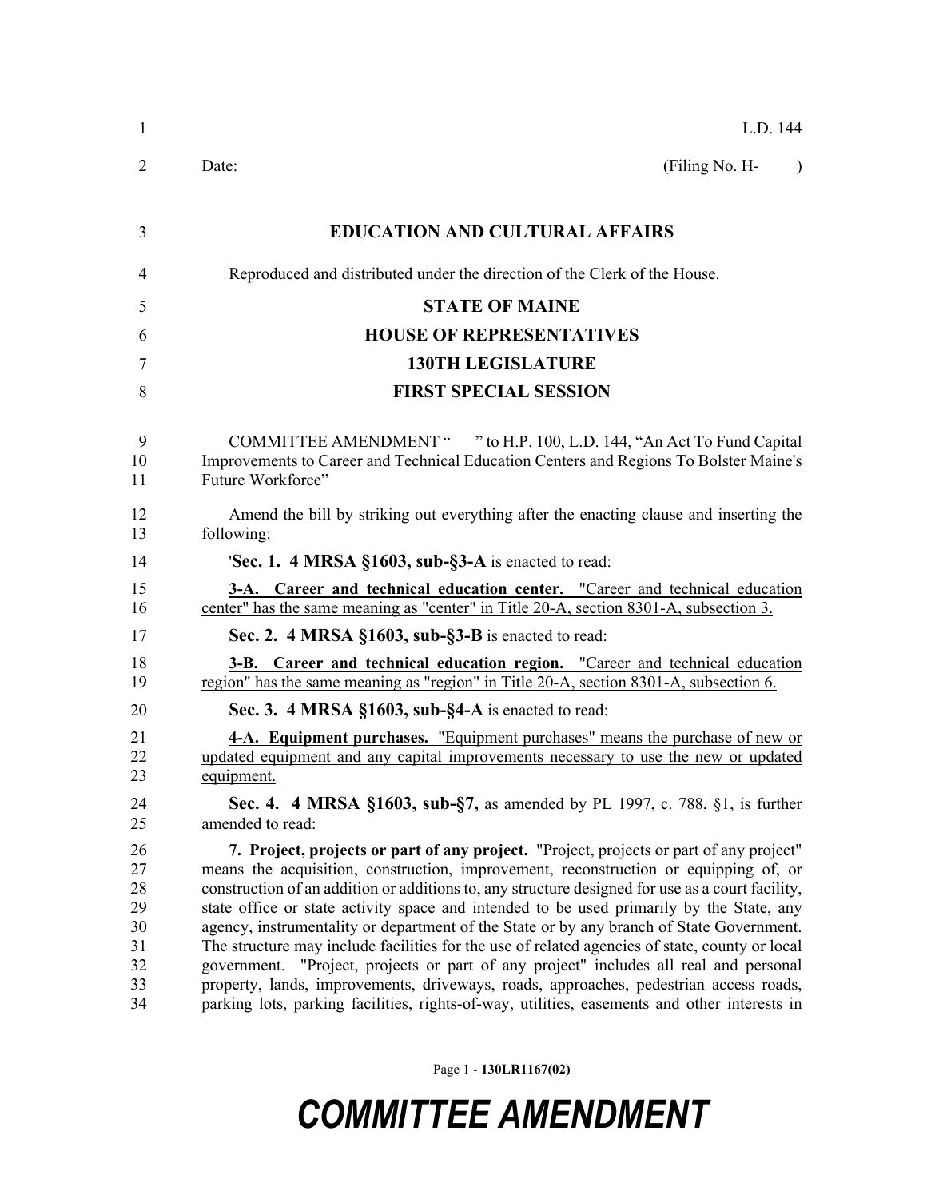L.D. 144

Date: (Filing No. H- )

**EDUCATION AND CULTURAL AFFAIRS**

Reproduced and distributed under the direction of the Clerk of the House.

**STATE OF MAINE**

**HOUSE OF REPRESENTATIVES**

**130TH LEGISLATURE**

**FIRST SPECIAL SESSION**

COMMITTEE AMENDMENT " " to H.P. 100, L.D. 144, "An Act To Fund Capital Improvements to Career and Technical Education Centers and Regions To Bolster Maine's Future Workforce"

Amend the bill by striking out everything after the enacting clause and inserting the following:

'**Sec. 1. 4 MRSA §1603, sub-§3-A** is enacted to read:

**3-A. Career and technical education center.** "Career and technical education center" has the same meaning as "center" in Title 20-A, section 8301-A, subsection 3.

**Sec. 2. 4 MRSA §1603, sub-§3-B** is enacted to read:

**3-B. Career and technical education region.** "Career and technical education region" has the same meaning as "region" in Title 20-A, section 8301-A, subsection 6.

**Sec. 3. 4 MRSA §1603, sub-§4-A** is enacted to read:

**4-A. Equipment purchases.** "Equipment purchases" means the purchase of new or updated equipment and any capital improvements necessary to use the new or updated equipment.

**Sec. 4. 4 MRSA §1603, sub-§7,** as amended by PL 1997, c. 788, §1, is further amended to read:

**7. Project, projects or part of any project.** "Project, projects or part of any project" means the acquisition, construction, improvement, reconstruction or equipping of, or construction of an addition or additions to, any structure designed for use as a court facility, state office or state activity space and intended to be used primarily by the State, any agency, instrumentality or department of the State or by any branch of State Government. The structure may include facilities for the use of related agencies of state, county or local government. "Project, projects or part of any project" includes all real and personal property, lands, improvements, driveways, roads, approaches, pedestrian access roads, parking lots, parking facilities, rights-of-way, utilities, easements and other interests in

**COMMITTEE AMENDMENT**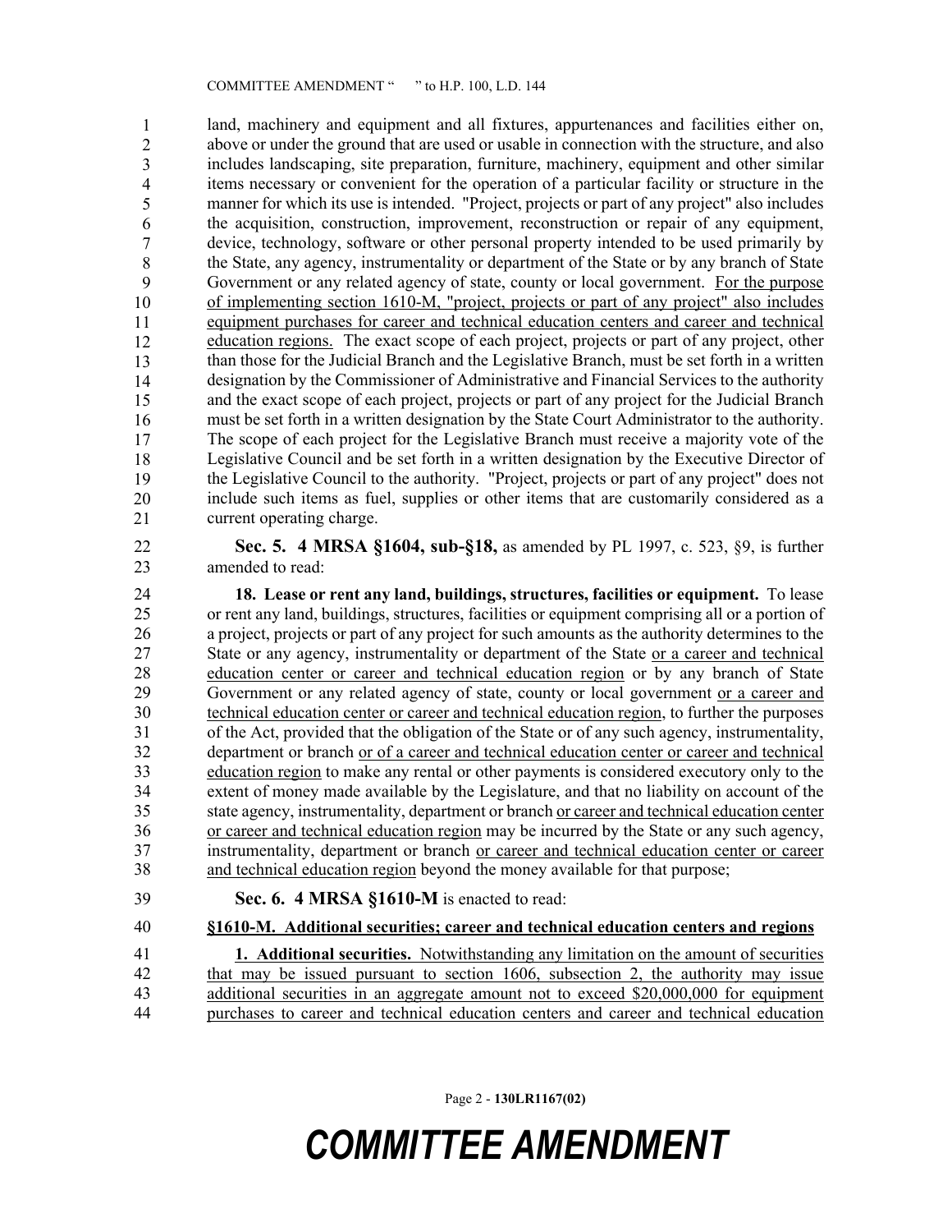land, machinery and equipment and all fixtures, appurtenances and facilities either on, above or under the ground that are used or usable in connection with the structure, and also includes landscaping, site preparation, furniture, machinery, equipment and other similar items necessary or convenient for the operation of a particular facility or structure in the manner for which its use is intended. "Project, projects or part of any project" also includes the acquisition, construction, improvement, reconstruction or repair of any equipment, device, technology, software or other personal property intended to be used primarily by the State, any agency, instrumentality or department of the State or by any branch of State Government or any related agency of state, county or local government. For the purpose of implementing section 1610-M, "project, projects or part of any project" also includes equipment purchases for career and technical education centers and career and technical education regions. The exact scope of each project, projects or part of any project, other than those for the Judicial Branch and the Legislative Branch, must be set forth in a written designation by the Commissioner of Administrative and Financial Services to the authority and the exact scope of each project, projects or part of any project for the Judicial Branch must be set forth in a written designation by the State Court Administrator to the authority. The scope of each project for the Legislative Branch must receive a majority vote of the Legislative Council and be set forth in a written designation by the Executive Director of the Legislative Council to the authority. "Project, projects or part of any project" does not include such items as fuel, supplies or other items that are customarily considered as a current operating charge.

**Sec. 5. 4 MRSA §1604, sub-§18,** as amended by PL 1997, c. 523, §9, is further amended to read:

**18. Lease or rent any land, buildings, structures, facilities or equipment.** To lease or rent any land, buildings, structures, facilities or equipment comprising all or a portion of a project, projects or part of any project for such amounts as the authority determines to the State or any agency, instrumentality or department of the State or a career and technical education center or career and technical education region or by any branch of State Government or any related agency of state, county or local government or a career and technical education center or career and technical education region, to further the purposes of the Act, provided that the obligation of the State or of any such agency, instrumentality, department or branch or of a career and technical education center or career and technical education region to make any rental or other payments is considered executory only to the extent of money made available by the Legislature, and that no liability on account of the state agency, instrumentality, department or branch or career and technical education center or career and technical education region may be incurred by the State or any such agency, instrumentality, department or branch or career and technical education center or career and technical education region beyond the money available for that purpose;

**Sec. 6. 4 MRSA §1610-M** is enacted to read:

**§1610-M. Additional securities; career and technical education centers and regions**

**1. Additional securities.** Notwithstanding any limitation on the amount of securities that may be issued pursuant to section 1606, subsection 2, the authority may issue additional securities in an aggregate amount not to exceed $20,000,000 for equipment purchases to career and technical education centers and career and technical education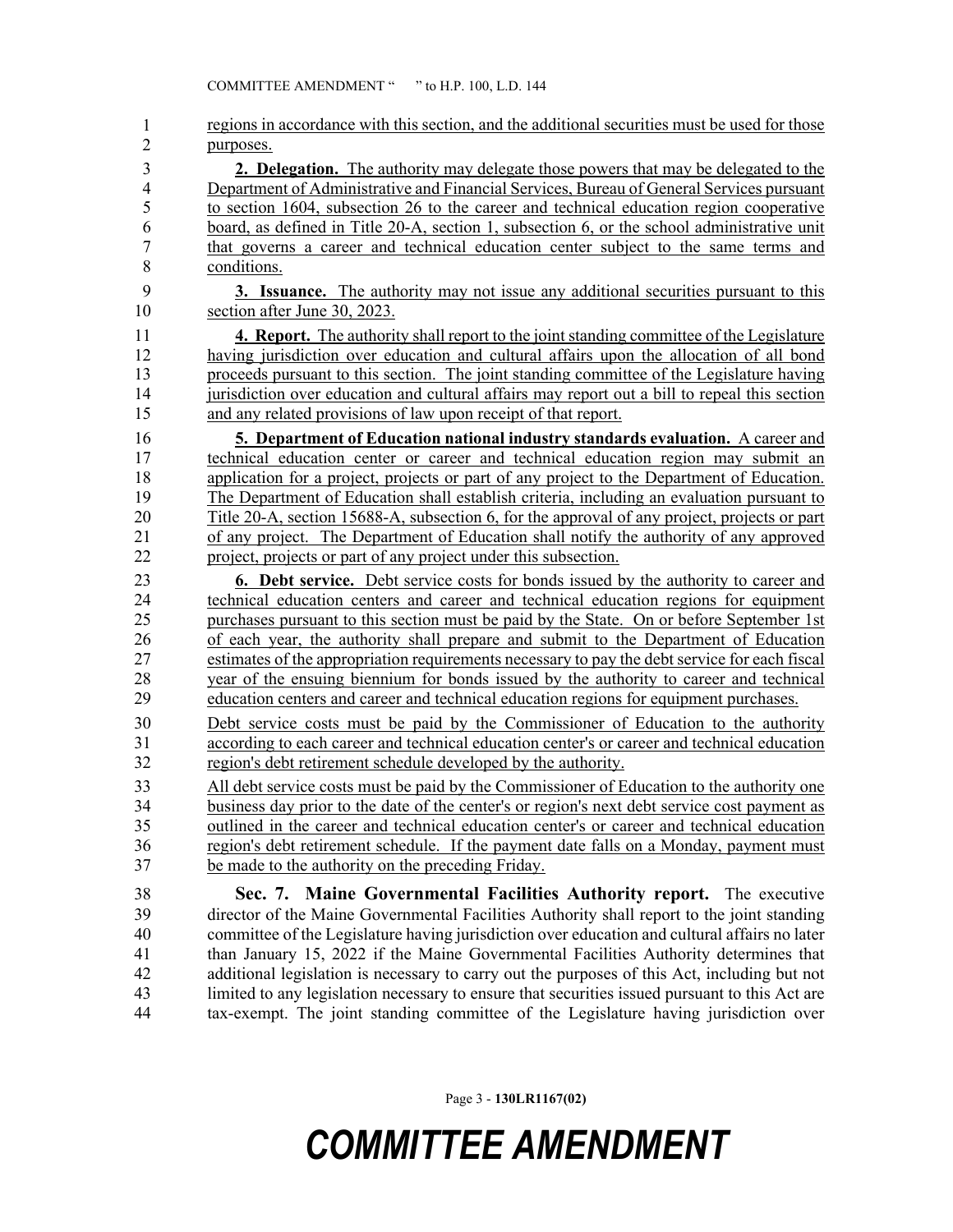regions in accordance with this section, and the additional securities must be used for those purposes.

**2. Delegation.** The authority may delegate those powers that may be delegated to the Department of Administrative and Financial Services, Bureau of General Services pursuant to section 1604, subsection 26 to the career and technical education region cooperative board, as defined in Title 20-A, section 1, subsection 6, or the school administrative unit that governs a career and technical education center subject to the same terms and conditions.

**3. Issuance.** The authority may not issue any additional securities pursuant to this section after June 30, 2023.

**4. Report.** The authority shall report to the joint standing committee of the Legislature having jurisdiction over education and cultural affairs upon the allocation of all bond proceeds pursuant to this section. The joint standing committee of the Legislature having jurisdiction over education and cultural affairs may report out a bill to repeal this section and any related provisions of law upon receipt of that report.

**5. Department of Education national industry standards evaluation.** A career and technical education center or career and technical education region may submit an application for a project, projects or part of any project to the Department of Education. The Department of Education shall establish criteria, including an evaluation pursuant to Title 20-A, section 15688-A, subsection 6, for the approval of any project, projects or part of any project. The Department of Education shall notify the authority of any approved project, projects or part of any project under this subsection.

**6. Debt service.** Debt service costs for bonds issued by the authority to career and technical education centers and career and technical education regions for equipment purchases pursuant to this section must be paid by the State. On or before September 1st of each year, the authority shall prepare and submit to the Department of Education estimates of the appropriation requirements necessary to pay the debt service for each fiscal year of the ensuing biennium for bonds issued by the authority to career and technical education centers and career and technical education regions for equipment purchases.

Debt service costs must be paid by the Commissioner of Education to the authority according to each career and technical education center's or career and technical education region's debt retirement schedule developed by the authority.

All debt service costs must be paid by the Commissioner of Education to the authority one business day prior to the date of the center's or region's next debt service cost payment as outlined in the career and technical education center's or career and technical education region's debt retirement schedule. If the payment date falls on a Monday, payment must be made to the authority on the preceding Friday.

**Sec. 7. Maine Governmental Facilities Authority report.** The executive director of the Maine Governmental Facilities Authority shall report to the joint standing committee of the Legislature having jurisdiction over education and cultural affairs no later than January 15, 2022 if the Maine Governmental Facilities Authority determines that additional legislation is necessary to carry out the purposes of this Act, including but not limited to any legislation necessary to ensure that securities issued pursuant to this Act are tax-exempt. The joint standing committee of the Legislature having jurisdiction over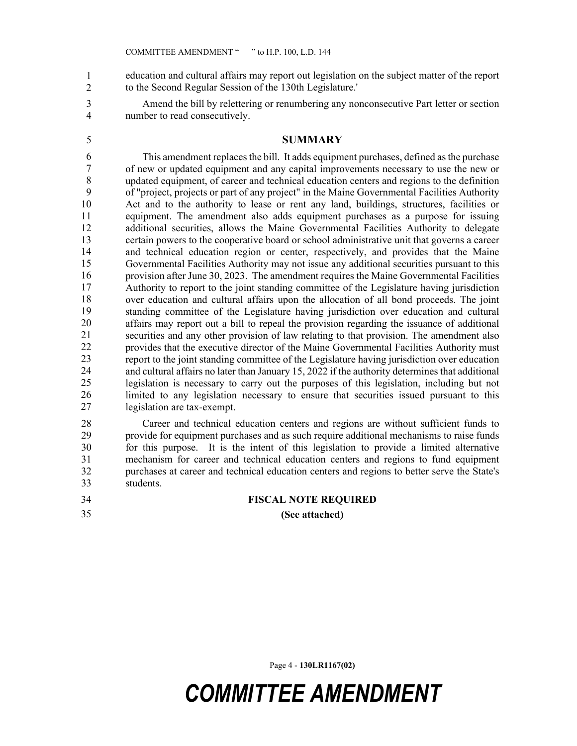education and cultural affairs may report out legislation on the subject matter of the report to the Second Regular Session of the 130th Legislature.'

Amend the bill by relettering or renumbering any nonconsecutive Part letter or section number to read consecutively.

## SUMMARY

This amendment replaces the bill. It adds equipment purchases, defined as the purchase of new or updated equipment and any capital improvements necessary to use the new or updated equipment, of career and technical education centers and regions to the definition of "project, projects or part of any project" in the Maine Governmental Facilities Authority Act and to the authority to lease or rent any land, buildings, structures, facilities or equipment. The amendment also adds equipment purchases as a purpose for issuing additional securities, allows the Maine Governmental Facilities Authority to delegate certain powers to the cooperative board or school administrative unit that governs a career and technical education region or center, respectively, and provides that the Maine Governmental Facilities Authority may not issue any additional securities pursuant to this provision after June 30, 2023. The amendment requires the Maine Governmental Facilities Authority to report to the joint standing committee of the Legislature having jurisdiction over education and cultural affairs upon the allocation of all bond proceeds. The joint standing committee of the Legislature having jurisdiction over education and cultural affairs may report out a bill to repeal the provision regarding the issuance of additional securities and any other provision of law relating to that provision. The amendment also provides that the executive director of the Maine Governmental Facilities Authority must report to the joint standing committee of the Legislature having jurisdiction over education and cultural affairs no later than January 15, 2022 if the authority determines that additional legislation is necessary to carry out the purposes of this legislation, including but not limited to any legislation necessary to ensure that securities issued pursuant to this legislation are tax-exempt.

Career and technical education centers and regions are without sufficient funds to provide for equipment purchases and as such require additional mechanisms to raise funds for this purpose. It is the intent of this legislation to provide a limited alternative mechanism for career and technical education centers and regions to fund equipment purchases at career and technical education centers and regions to better serve the State's students.

**FISCAL NOTE REQUIRED**

**(See attached)**